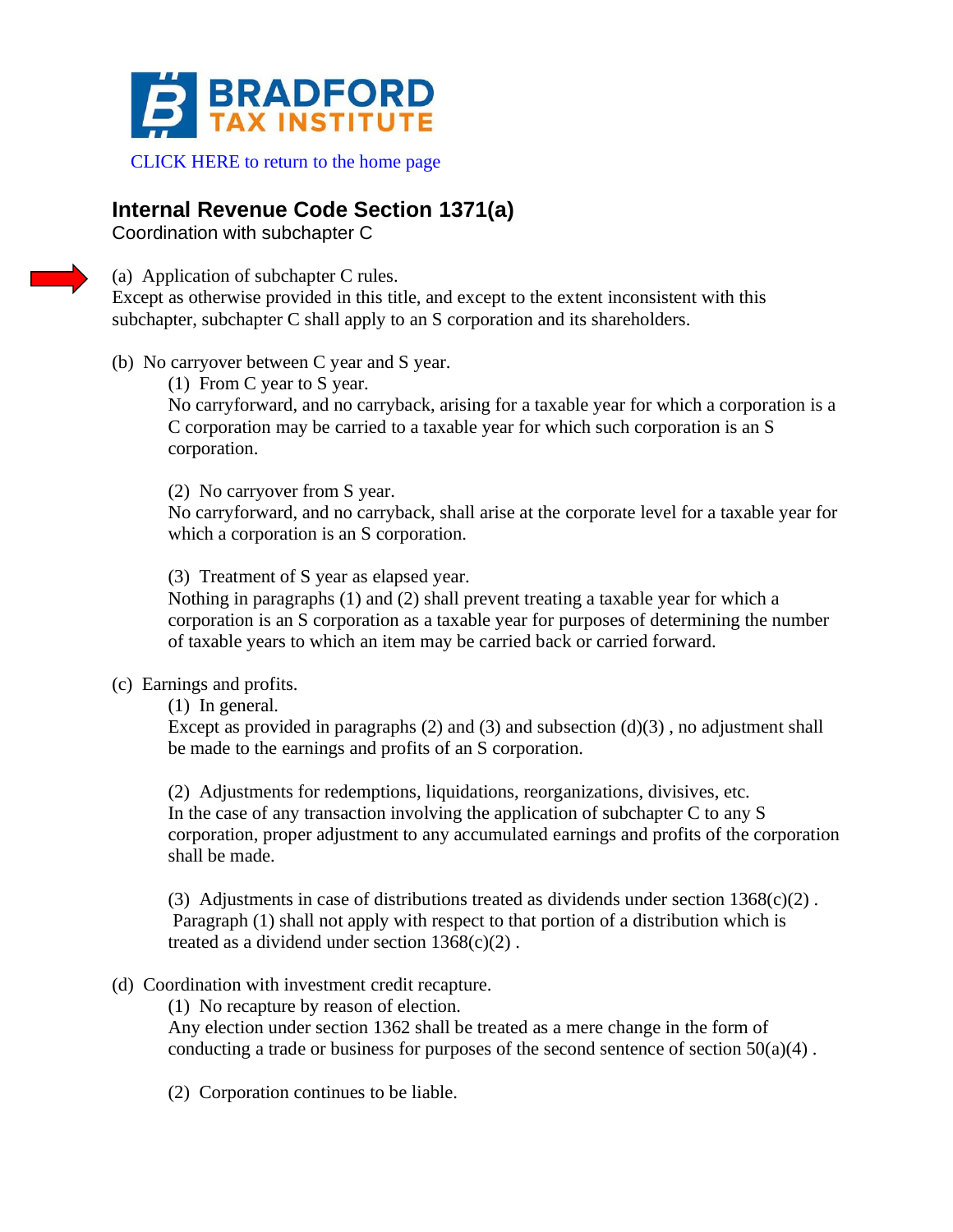BRADFORD TAX INSTITUTE

CLICK HERE to return to the home page

## Internal Revenue Code Section 1371(a)

Coordination with subchapter C

(a) Application of subchapter C rules.
Except as otherwise provided in this title, and except to the extent inconsistent with this subchapter, subchapter C shall apply to an S corporation and its shareholders.

(b) No carryover between C year and S year.

(1) From C year to S year.
No carryforward, and no carryback, arising for a taxable year for which a corporation is a C corporation may be carried to a taxable year for which such corporation is an S corporation.

(2) No carryover from S year.
No carryforward, and no carryback, shall arise at the corporate level for a taxable year for which a corporation is an S corporation.

(3) Treatment of S year as elapsed year.
Nothing in paragraphs (1) and (2) shall prevent treating a taxable year for which a corporation is an S corporation as a taxable year for purposes of determining the number of taxable years to which an item may be carried back or carried forward.

(c) Earnings and profits.

(1) In general.
Except as provided in paragraphs (2) and (3) and subsection (d)(3) , no adjustment shall be made to the earnings and profits of an S corporation.

(2) Adjustments for redemptions, liquidations, reorganizations, divisives, etc.
In the case of any transaction involving the application of subchapter C to any S corporation, proper adjustment to any accumulated earnings and profits of the corporation shall be made.

(3) Adjustments in case of distributions treated as dividends under section 1368(c)(2) .
Paragraph (1) shall not apply with respect to that portion of a distribution which is treated as a dividend under section 1368(c)(2) .

(d) Coordination with investment credit recapture.

(1) No recapture by reason of election.
Any election under section 1362 shall be treated as a mere change in the form of conducting a trade or business for purposes of the second sentence of section 50(a)(4) .

(2) Corporation continues to be liable.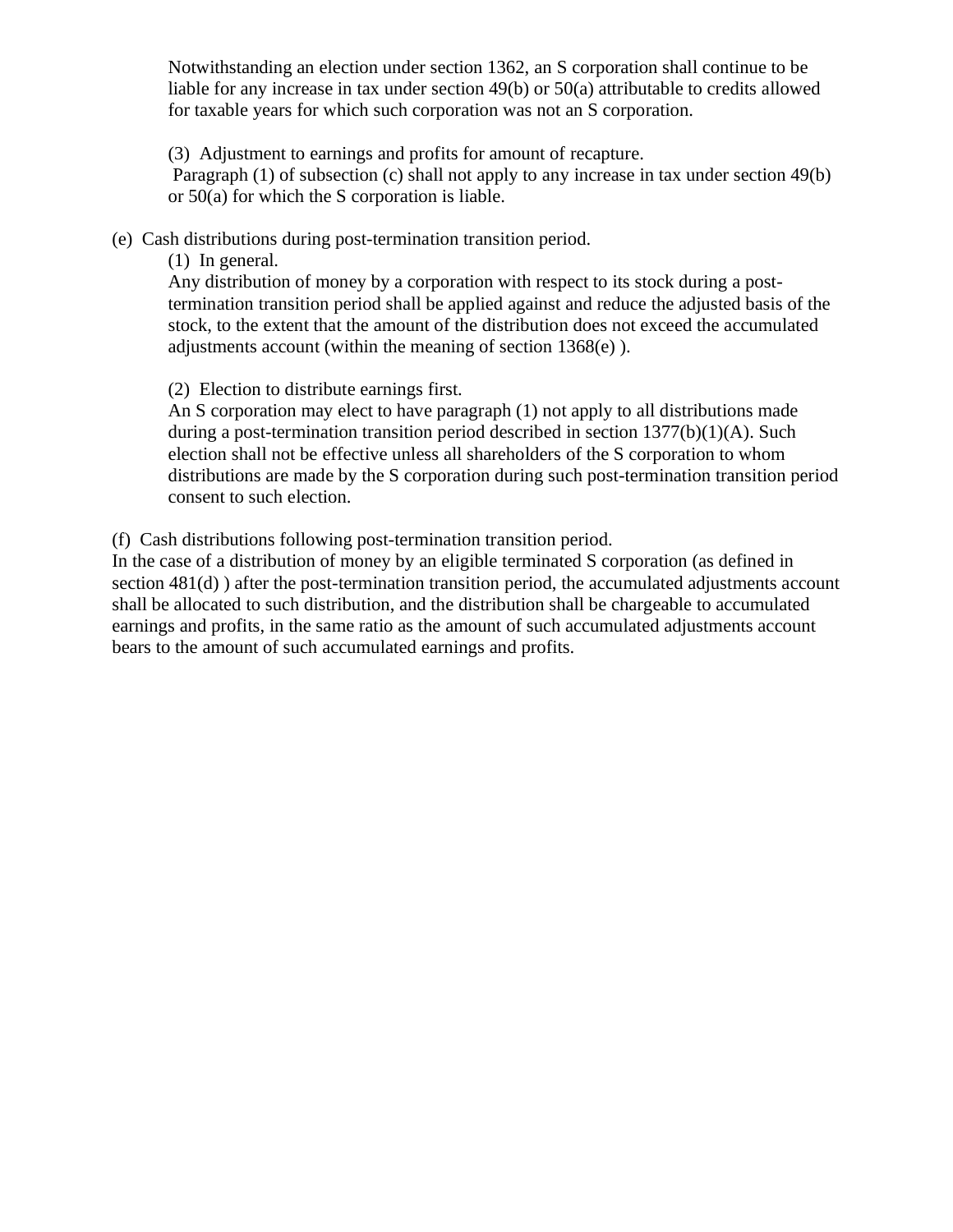Notwithstanding an election under section 1362, an S corporation shall continue to be liable for any increase in tax under section 49(b) or 50(a) attributable to credits allowed for taxable years for which such corporation was not an S corporation.

(3) Adjustment to earnings and profits for amount of recapture.
Paragraph (1) of subsection (c) shall not apply to any increase in tax under section 49(b) or 50(a) for which the S corporation is liable.

(e) Cash distributions during post-termination transition period.

(1) In general.
Any distribution of money by a corporation with respect to its stock during a post-termination transition period shall be applied against and reduce the adjusted basis of the stock, to the extent that the amount of the distribution does not exceed the accumulated adjustments account (within the meaning of section 1368(e) ).

(2) Election to distribute earnings first.
An S corporation may elect to have paragraph (1) not apply to all distributions made during a post-termination transition period described in section 1377(b)(1)(A). Such election shall not be effective unless all shareholders of the S corporation to whom distributions are made by the S corporation during such post-termination transition period consent to such election.

(f) Cash distributions following post-termination transition period.
In the case of a distribution of money by an eligible terminated S corporation (as defined in section 481(d) ) after the post-termination transition period, the accumulated adjustments account shall be allocated to such distribution, and the distribution shall be chargeable to accumulated earnings and profits, in the same ratio as the amount of such accumulated adjustments account bears to the amount of such accumulated earnings and profits.